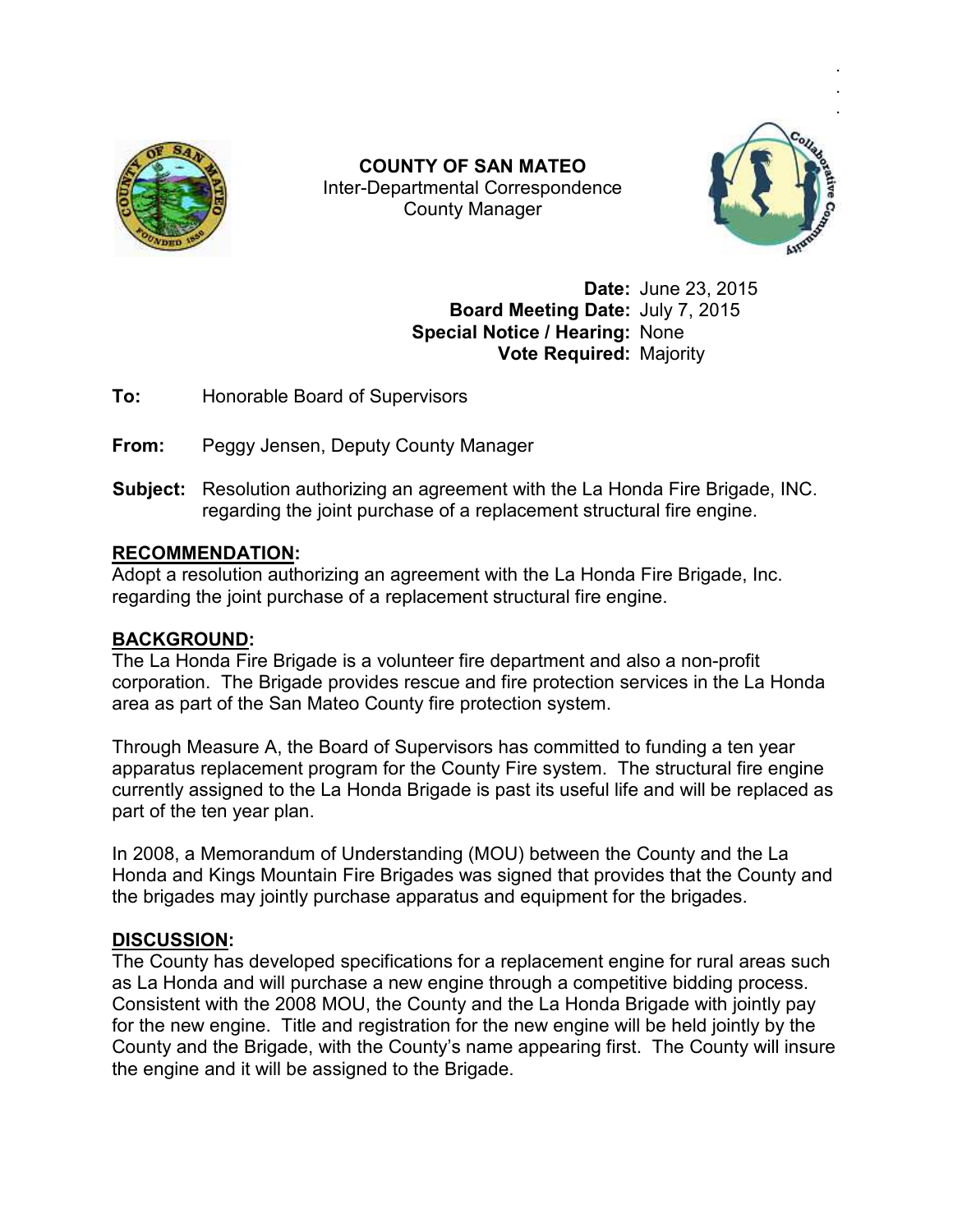**COUNTY OF SAN MATEO**
Inter-Departmental Correspondence
County Manager

**Date:** June 23, 2015
**Board Meeting Date:** July 7, 2015
**Special Notice / Hearing:** None
**Vote Required:** Majority

**To:** Honorable Board of Supervisors

**From:** Peggy Jensen, Deputy County Manager

**Subject:** Resolution authorizing an agreement with the La Honda Fire Brigade, INC. regarding the joint purchase of a replacement structural fire engine.

## RECOMMENDATION:

Adopt a resolution authorizing an agreement with the La Honda Fire Brigade, Inc. regarding the joint purchase of a replacement structural fire engine.

## BACKGROUND:

The La Honda Fire Brigade is a volunteer fire department and also a non-profit corporation. The Brigade provides rescue and fire protection services in the La Honda area as part of the San Mateo County fire protection system.

Through Measure A, the Board of Supervisors has committed to funding a ten year apparatus replacement program for the County Fire system. The structural fire engine currently assigned to the La Honda Brigade is past its useful life and will be replaced as part of the ten year plan.

In 2008, a Memorandum of Understanding (MOU) between the County and the La Honda and Kings Mountain Fire Brigades was signed that provides that the County and the brigades may jointly purchase apparatus and equipment for the brigades.

## DISCUSSION:

The County has developed specifications for a replacement engine for rural areas such as La Honda and will purchase a new engine through a competitive bidding process. Consistent with the 2008 MOU, the County and the La Honda Brigade with jointly pay for the new engine. Title and registration for the new engine will be held jointly by the County and the Brigade, with the County's name appearing first. The County will insure the engine and it will be assigned to the Brigade.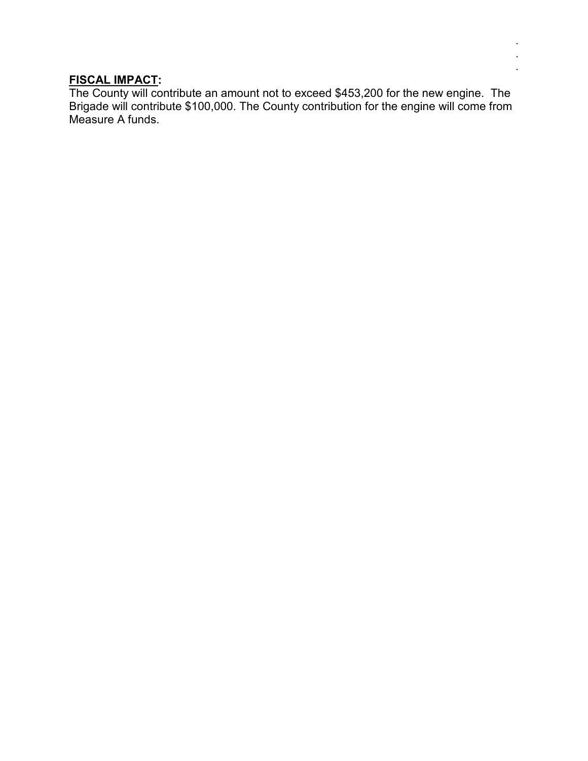**FISCAL IMPACT:**

The County will contribute an amount not to exceed $453,200 for the new engine. The Brigade will contribute $100,000. The County contribution for the engine will come from Measure A funds.